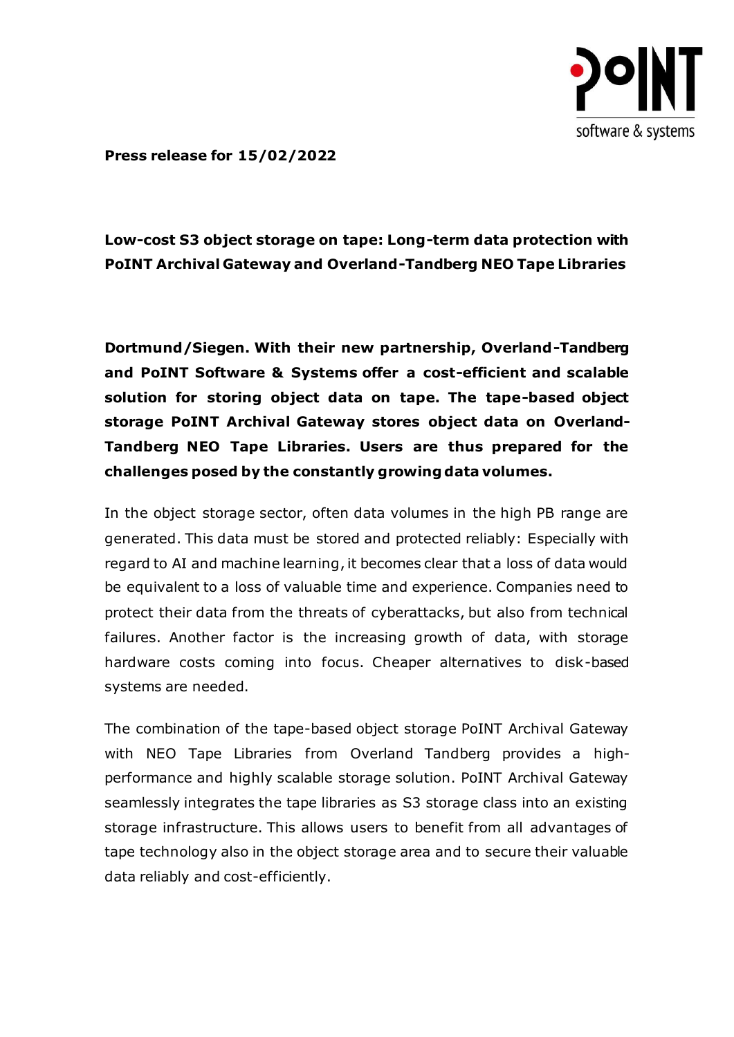**Press release for 15/02/2022**

## Low-cost S3 object storage on tape: Long-term data protection with PoINT Archival Gateway and Overland-Tandberg NEO Tape Libraries

**Dortmund/Siegen. With their new partnership, Overland-Tandberg and PoINT Software & Systems offer a cost-efficient and scalable solution for storing object data on tape. The tape-based object storage PoINT Archival Gateway stores object data on Overland-Tandberg NEO Tape Libraries. Users are thus prepared for the challenges posed by the constantly growing data volumes.**

In the object storage sector, often data volumes in the high PB range are generated. This data must be stored and protected reliably: Especially with regard to AI and machine learning, it becomes clear that a loss of data would be equivalent to a loss of valuable time and experience. Companies need to protect their data from the threats of cyberattacks, but also from technical failures. Another factor is the increasing growth of data, with storage hardware costs coming into focus. Cheaper alternatives to disk-based systems are needed.

The combination of the tape-based object storage PoINT Archival Gateway with NEO Tape Libraries from Overland Tandberg provides a high-performance and highly scalable storage solution. PoINT Archival Gateway seamlessly integrates the tape libraries as S3 storage class into an existing storage infrastructure. This allows users to benefit from all advantages of tape technology also in the object storage area and to secure their valuable data reliably and cost-efficiently.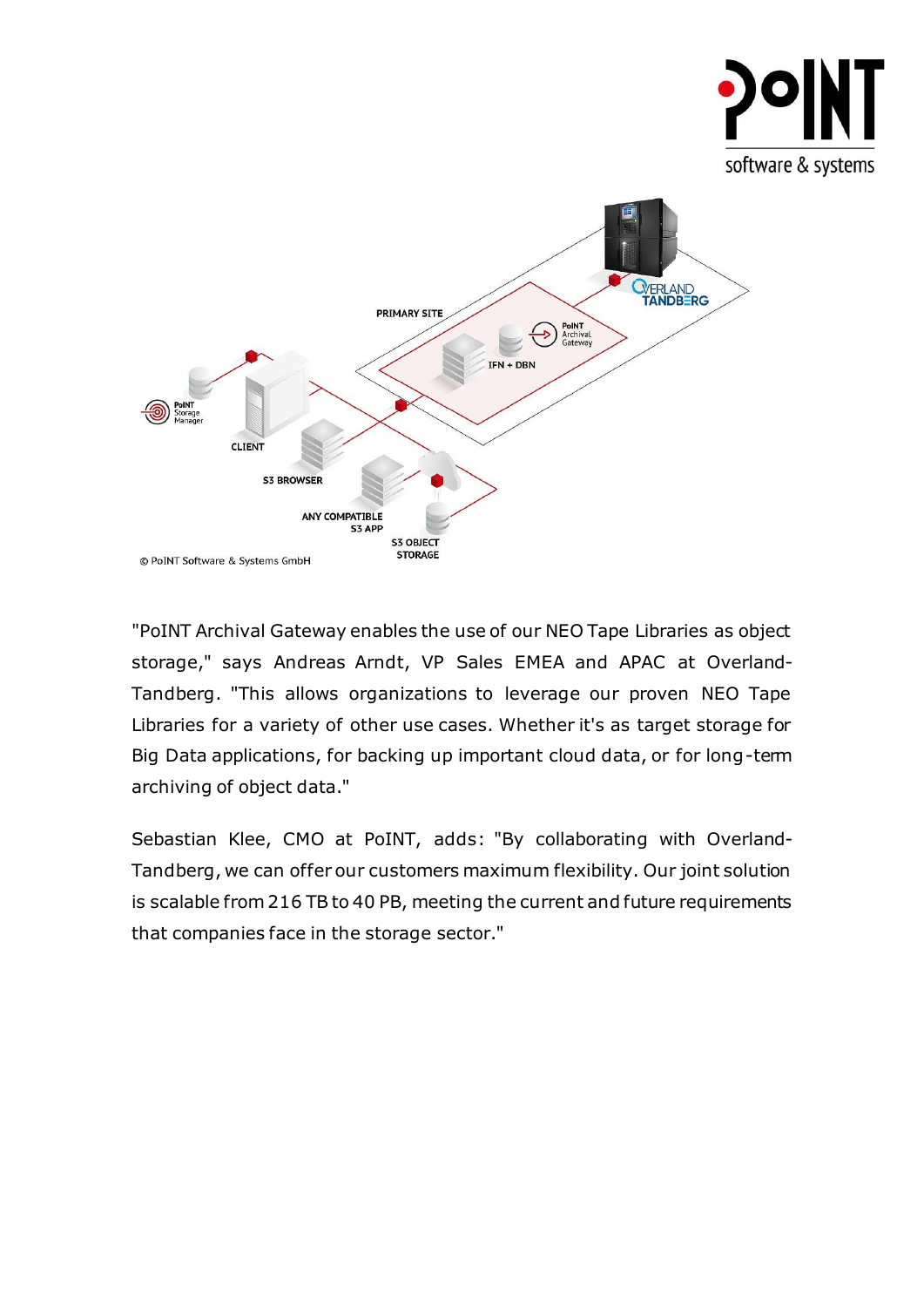"PoINT Archival Gateway enables the use of our NEO Tape Libraries as object storage," says Andreas Arndt, VP Sales EMEA and APAC at Overland-Tandberg. "This allows organizations to leverage our proven NEO Tape Libraries for a variety of other use cases. Whether it's as target storage for Big Data applications, for backing up important cloud data, or for long-term archiving of object data."

Sebastian Klee, CMO at PoINT, adds: "By collaborating with Overland-Tandberg, we can offer our customers maximum flexibility. Our joint solution is scalable from 216 TB to 40 PB, meeting the current and future requirements that companies face in the storage sector."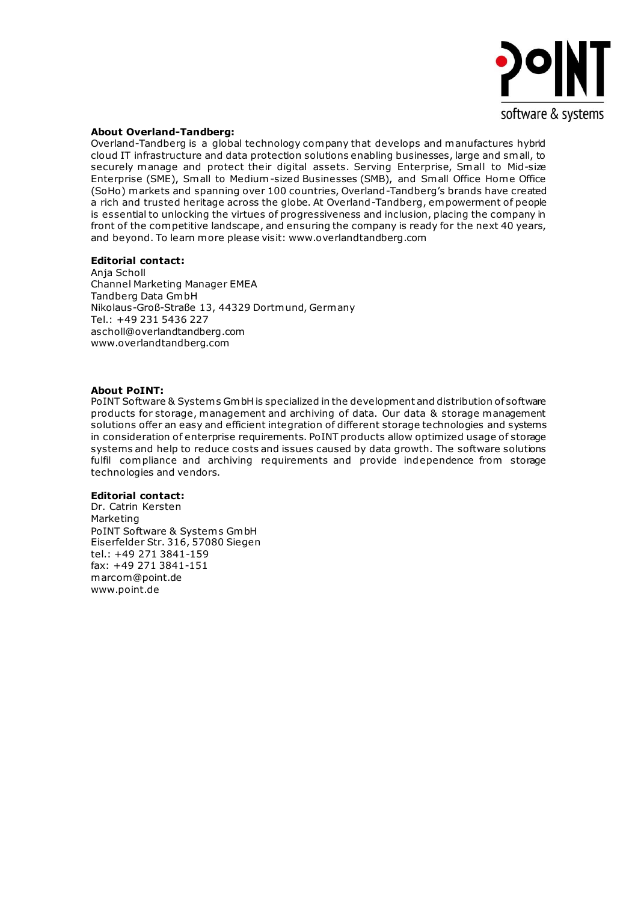**About Overland-Tandberg:**
Overland-Tandberg is a global technology company that develops and manufactures hybrid cloud IT infrastructure and data protection solutions enabling businesses, large and small, to securely manage and protect their digital assets. Serving Enterprise, Small to Mid-size Enterprise (SME), Small to Medium-sized Businesses (SMB), and Small Office Home Office (SoHo) markets and spanning over 100 countries, Overland-Tandberg's brands have created a rich and trusted heritage across the globe. At Overland-Tandberg, empowerment of people is essential to unlocking the virtues of progressiveness and inclusion, placing the company in front of the competitive landscape, and ensuring the company is ready for the next 40 years, and beyond. To learn more please visit: www.overlandtandberg.com

**Editorial contact:**
Anja Scholl
Channel Marketing Manager EMEA
Tandberg Data GmbH
Nikolaus-Groß-Straße 13, 44329 Dortmund, Germany
Tel.: +49 231 5436 227
ascholl@overlandtandberg.com
www.overlandtandberg.com

**About PoINT:**
PoINT Software & Systems GmbH is specialized in the development and distribution of software products for storage, management and archiving of data. Our data & storage management solutions offer an easy and efficient integration of different storage technologies and systems in consideration of enterprise requirements. PoINT products allow optimized usage of storage systems and help to reduce costs and issues caused by data growth. The software solutions fulfil compliance and archiving requirements and provide independence from storage technologies and vendors.

**Editorial contact:**
Dr. Catrin Kersten
Marketing
PoINT Software & Systems GmbH
Eiserfelder Str. 316, 57080 Siegen
tel.: +49 271 3841-159
fax: +49 271 3841-151
marcom@point.de
www.point.de